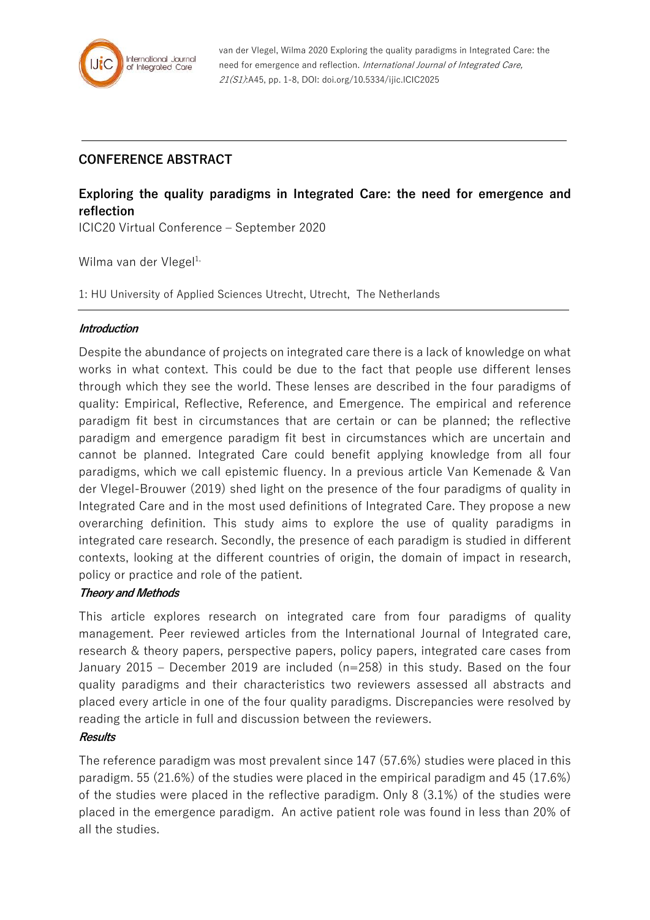van der Vlegel, Wilma 2020 Exploring the quality paradigms in Integrated Care: the need for emergence and reflection. *International Journal of Integrated Care, 21(S1)*:A45, pp. 1-8, DOI: doi.org/10.5334/ijic.ICIC2025

## CONFERENCE ABSTRACT

# Exploring the quality paradigms in Integrated Care: the need for emergence and reflection

ICIC20 Virtual Conference – September 2020

Wilma van der Vlegel[1,]

1: HU University of Applied Sciences Utrecht, Utrecht, The Netherlands

### *Introduction*

Despite the abundance of projects on integrated care there is a lack of knowledge on what works in what context. This could be due to the fact that people use different lenses through which they see the world. These lenses are described in the four paradigms of quality: Empirical, Reflective, Reference, and Emergence. The empirical and reference paradigm fit best in circumstances that are certain or can be planned; the reflective paradigm and emergence paradigm fit best in circumstances which are uncertain and cannot be planned. Integrated Care could benefit applying knowledge from all four paradigms, which we call epistemic fluency. In a previous article Van Kemenade & Van der Vlegel-Brouwer (2019) shed light on the presence of the four paradigms of quality in Integrated Care and in the most used definitions of Integrated Care. They propose a new overarching definition. This study aims to explore the use of quality paradigms in integrated care research. Secondly, the presence of each paradigm is studied in different contexts, looking at the different countries of origin, the domain of impact in research, policy or practice and role of the patient.

### *Theory and Methods*

This article explores research on integrated care from four paradigms of quality management. Peer reviewed articles from the International Journal of Integrated care, research & theory papers, perspective papers, policy papers, integrated care cases from January 2015 – December 2019 are included (n=258) in this study. Based on the four quality paradigms and their characteristics two reviewers assessed all abstracts and placed every article in one of the four quality paradigms. Discrepancies were resolved by reading the article in full and discussion between the reviewers.

### *Results*

The reference paradigm was most prevalent since 147 (57.6%) studies were placed in this paradigm. 55 (21.6%) of the studies were placed in the empirical paradigm and 45 (17.6%) of the studies were placed in the reflective paradigm. Only 8 (3.1%) of the studies were placed in the emergence paradigm. An active patient role was found in less than 20% of all the studies.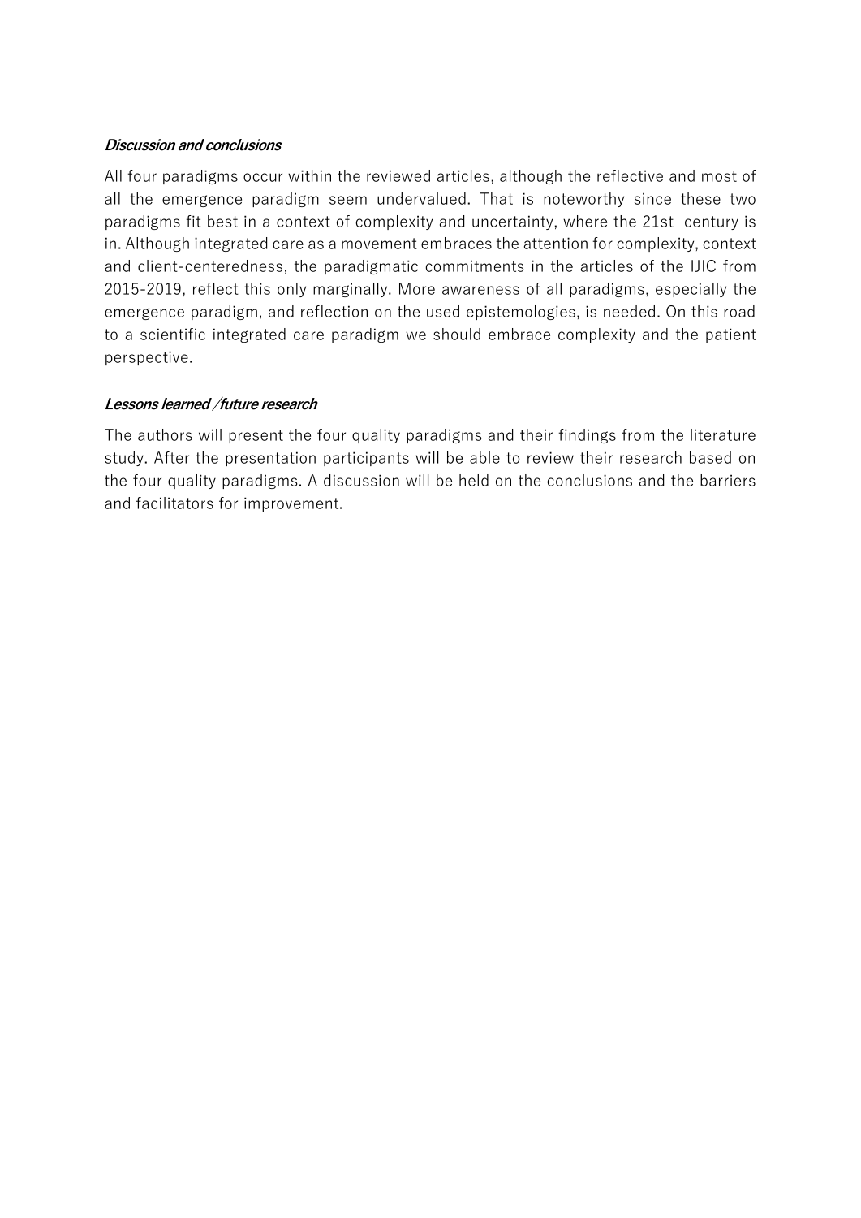### *Discussion and conclusions*

All four paradigms occur within the reviewed articles, although the reflective and most of all the emergence paradigm seem undervalued. That is noteworthy since these two paradigms fit best in a context of complexity and uncertainty, where the 21st century is in. Although integrated care as a movement embraces the attention for complexity, context and client-centeredness, the paradigmatic commitments in the articles of the IJIC from 2015-2019, reflect this only marginally. More awareness of all paradigms, especially the emergence paradigm, and reflection on the used epistemologies, is needed. On this road to a scientific integrated care paradigm we should embrace complexity and the patient perspective.

### *Lessons learned /future research*

The authors will present the four quality paradigms and their findings from the literature study. After the presentation participants will be able to review their research based on the four quality paradigms. A discussion will be held on the conclusions and the barriers and facilitators for improvement.